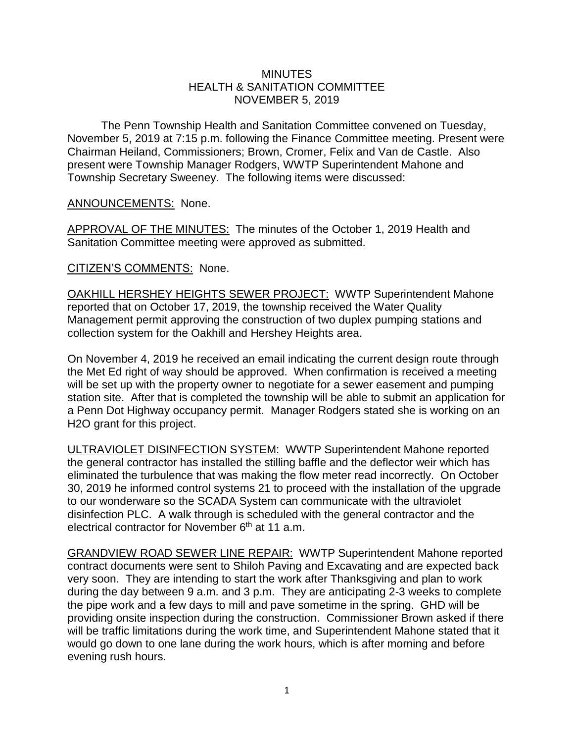# MINUTES
## HEALTH & SANITATION COMMITTEE
## NOVEMBER 5, 2019

The Penn Township Health and Sanitation Committee convened on Tuesday, November 5, 2019 at 7:15 p.m. following the Finance Committee meeting. Present were Chairman Heiland, Commissioners; Brown, Cromer, Felix and Van de Castle. Also present were Township Manager Rodgers, WWTP Superintendent Mahone and Township Secretary Sweeney. The following items were discussed:

ANNOUNCEMENTS: None.

APPROVAL OF THE MINUTES: The minutes of the October 1, 2019 Health and Sanitation Committee meeting were approved as submitted.

CITIZEN'S COMMENTS: None.

OAKHILL HERSHEY HEIGHTS SEWER PROJECT: WWTP Superintendent Mahone reported that on October 17, 2019, the township received the Water Quality Management permit approving the construction of two duplex pumping stations and collection system for the Oakhill and Hershey Heights area.

On November 4, 2019 he received an email indicating the current design route through the Met Ed right of way should be approved. When confirmation is received a meeting will be set up with the property owner to negotiate for a sewer easement and pumping station site. After that is completed the township will be able to submit an application for a Penn Dot Highway occupancy permit. Manager Rodgers stated she is working on an H2O grant for this project.

ULTRAVIOLET DISINFECTION SYSTEM: WWTP Superintendent Mahone reported the general contractor has installed the stilling baffle and the deflector weir which has eliminated the turbulence that was making the flow meter read incorrectly. On October 30, 2019 he informed control systems 21 to proceed with the installation of the upgrade to our wonderware so the SCADA System can communicate with the ultraviolet disinfection PLC. A walk through is scheduled with the general contractor and the electrical contractor for November 6th at 11 a.m.

GRANDVIEW ROAD SEWER LINE REPAIR: WWTP Superintendent Mahone reported contract documents were sent to Shiloh Paving and Excavating and are expected back very soon. They are intending to start the work after Thanksgiving and plan to work during the day between 9 a.m. and 3 p.m. They are anticipating 2-3 weeks to complete the pipe work and a few days to mill and pave sometime in the spring. GHD will be providing onsite inspection during the construction. Commissioner Brown asked if there will be traffic limitations during the work time, and Superintendent Mahone stated that it would go down to one lane during the work hours, which is after morning and before evening rush hours.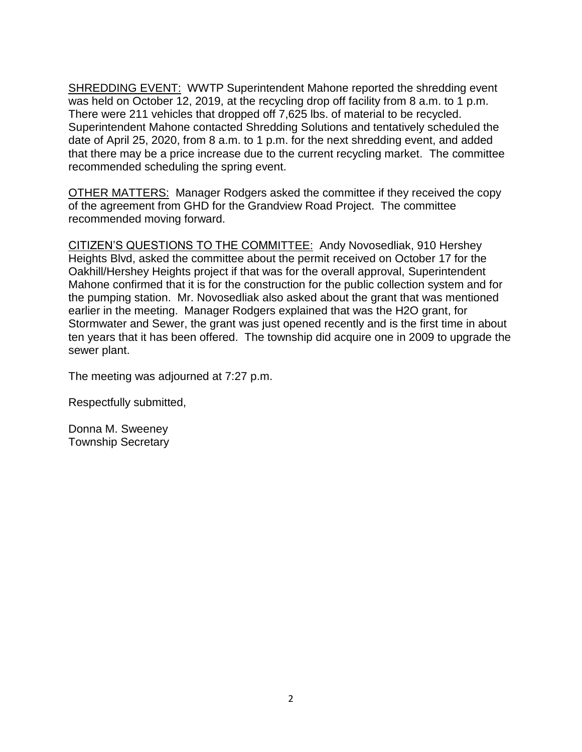<u>SHREDDING EVENT:</u> WWTP Superintendent Mahone reported the shredding event was held on October 12, 2019, at the recycling drop off facility from 8 a.m. to 1 p.m. There were 211 vehicles that dropped off 7,625 lbs. of material to be recycled. Superintendent Mahone contacted Shredding Solutions and tentatively scheduled the date of April 25, 2020, from 8 a.m. to 1 p.m. for the next shredding event, and added that there may be a price increase due to the current recycling market. The committee recommended scheduling the spring event.

<u>OTHER MATTERS:</u> Manager Rodgers asked the committee if they received the copy of the agreement from GHD for the Grandview Road Project. The committee recommended moving forward.

<u>CITIZEN'S QUESTIONS TO THE COMMITTEE:</u> Andy Novosedliak, 910 Hershey Heights Blvd, asked the committee about the permit received on October 17 for the Oakhill/Hershey Heights project if that was for the overall approval, Superintendent Mahone confirmed that it is for the construction for the public collection system and for the pumping station. Mr. Novosedliak also asked about the grant that was mentioned earlier in the meeting. Manager Rodgers explained that was the H2O grant, for Stormwater and Sewer, the grant was just opened recently and is the first time in about ten years that it has been offered. The township did acquire one in 2009 to upgrade the sewer plant.

The meeting was adjourned at 7:27 p.m.

Respectfully submitted,

Donna M. Sweeney
Township Secretary